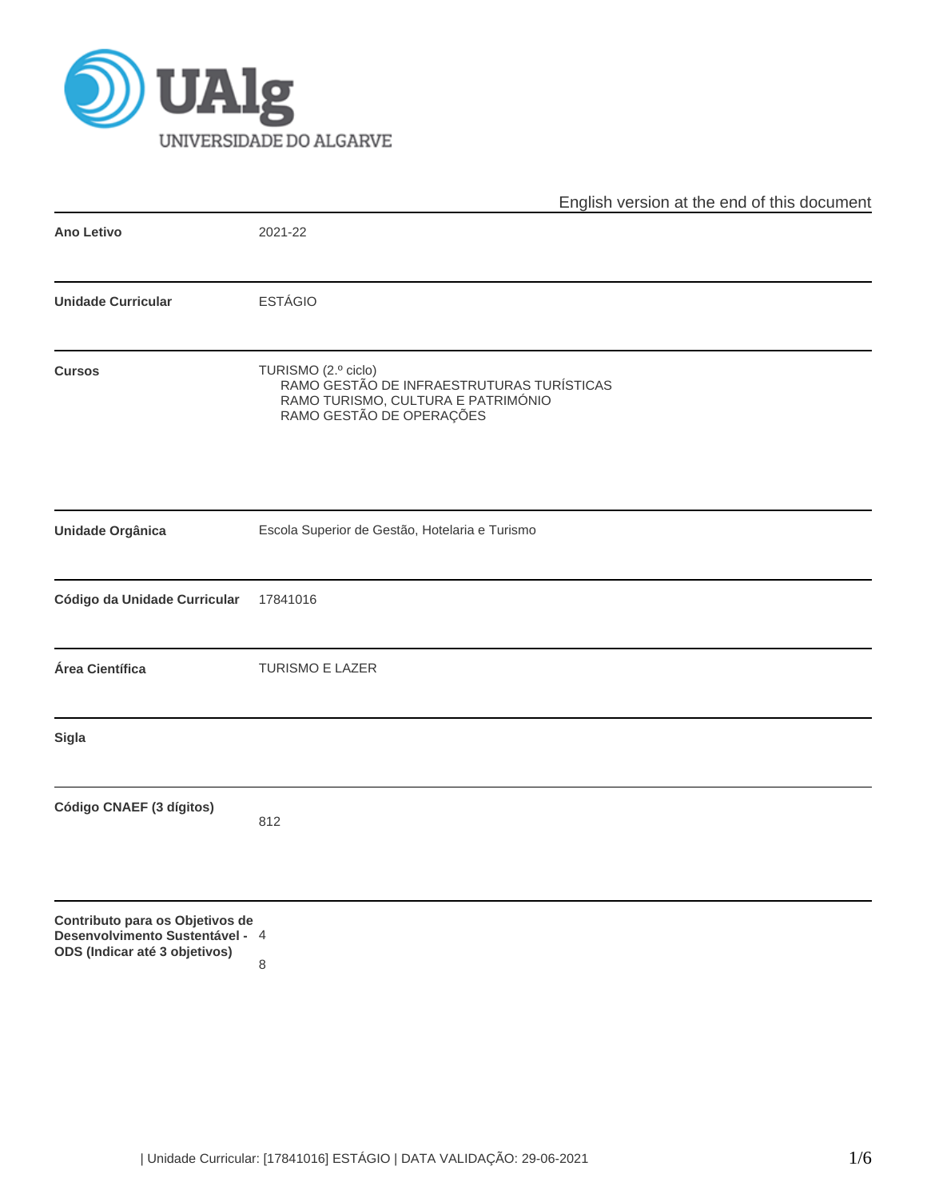English version at the end of this document

| | |
|---|---|
| **Ano Letivo** | 2021-22 |
| **Unidade Curricular** | ESTÁGIO |
| **Cursos** | TURISMO (2.º ciclo)<br>RAMO GESTÃO DE INFRAESTRUTURAS TURÍSTICAS<br>RAMO TURISMO, CULTURA E PATRIMÓNIO<br>RAMO GESTÃO DE OPERAÇÕES |
| **Unidade Orgânica** | Escola Superior de Gestão, Hotelaria e Turismo |
| **Código da Unidade Curricular** | 17841016 |
| **Área Científica** | TURISMO E LAZER |
| **Sigla** | |
| **Código CNAEF (3 dígitos)** | 812 |
| **Contributo para os Objetivos de Desenvolvimento Sustentável - ODS (Indicar até 3 objetivos)** | 4<br>8 |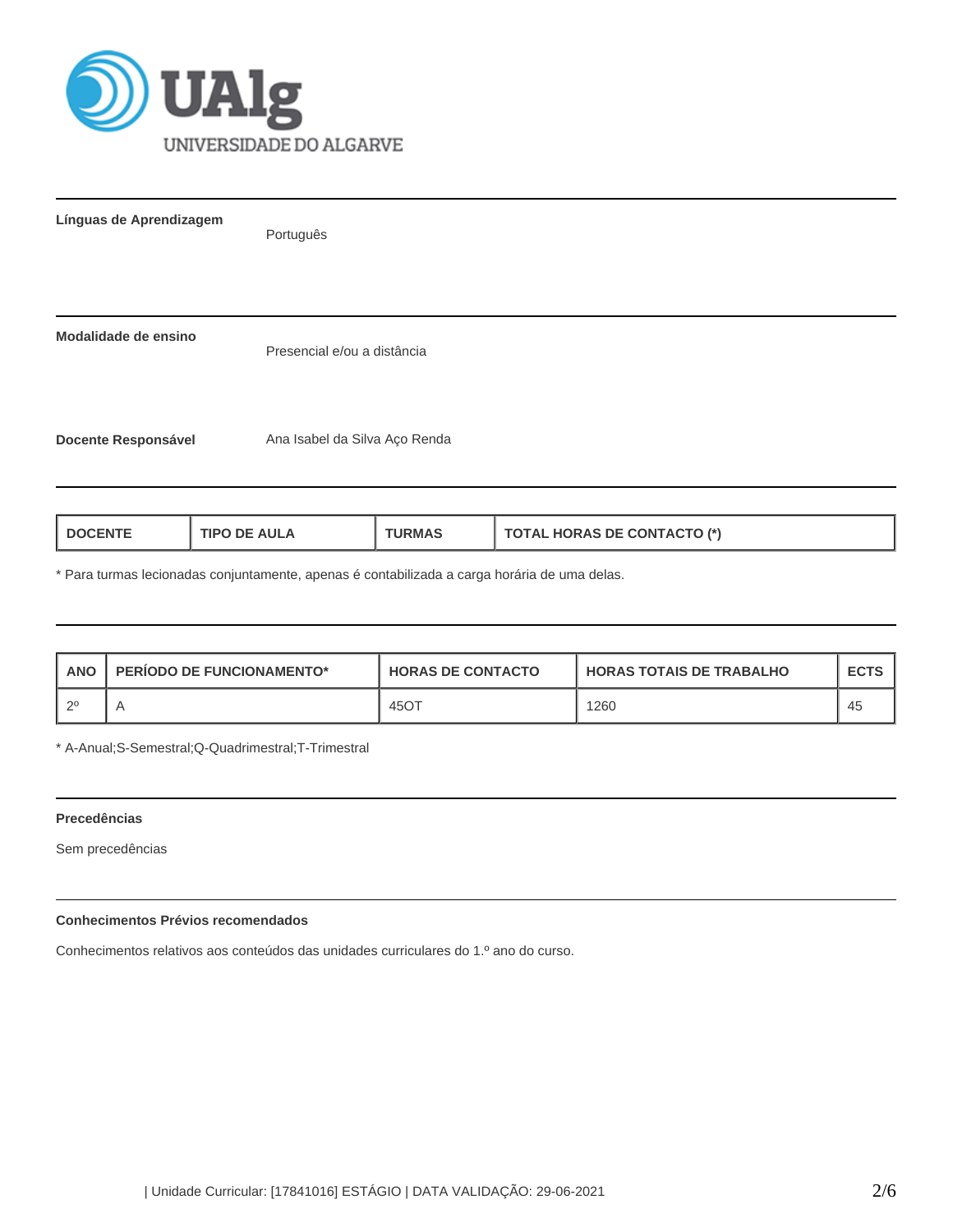**Línguas de Aprendizagem**

Português

**Modalidade de ensino**

Presencial e/ou a distância

**Docente Responsável**

Ana Isabel da Silva Aço Renda

| DOCENTE | TIPO DE AULA | TURMAS | TOTAL HORAS DE CONTACTO (*) |
|---|---|---|---|

* Para turmas lecionadas conjuntamente, apenas é contabilizada a carga horária de uma delas.

| ANO | PERÍODO DE FUNCIONAMENTO* | HORAS DE CONTACTO | HORAS TOTAIS DE TRABALHO | ECTS |
|---|---|---|---|---|
| 2º | A | 45OT | 1260 | 45 |

* A-Anual;S-Semestral;Q-Quadrimestral;T-Trimestral

**Precedências**

Sem precedências

**Conhecimentos Prévios recomendados**

Conhecimentos relativos aos conteúdos das unidades curriculares do 1.º ano do curso.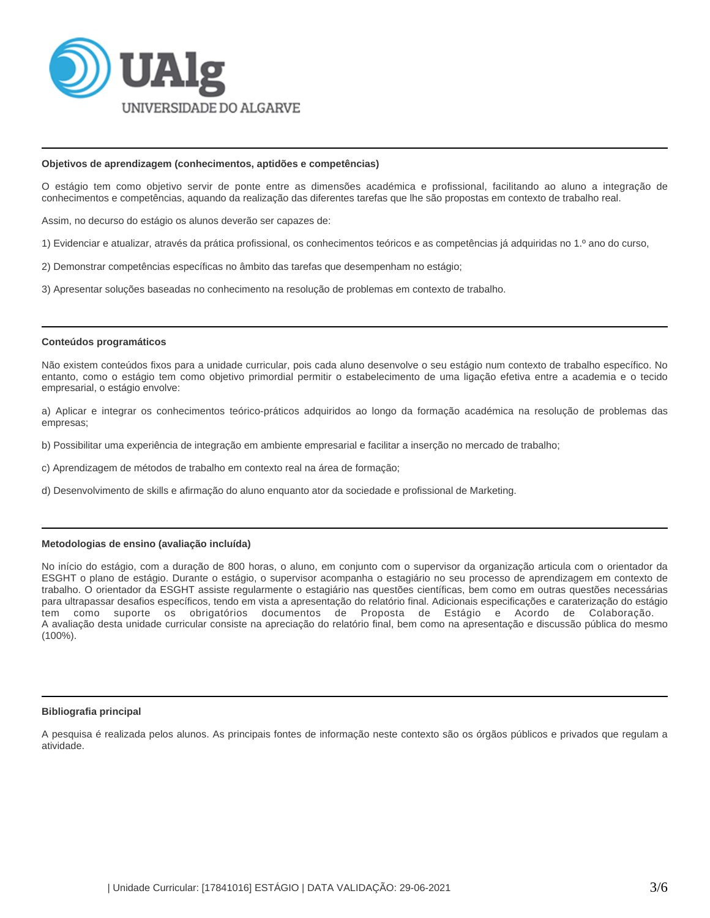### Objetivos de aprendizagem (conhecimentos, aptidões e competências)

O estágio tem como objetivo servir de ponte entre as dimensões académica e profissional, facilitando ao aluno a integração de conhecimentos e competências, aquando da realização das diferentes tarefas que lhe são propostas em contexto de trabalho real.

Assim, no decurso do estágio os alunos deverão ser capazes de:

1) Evidenciar e atualizar, através da prática profissional, os conhecimentos teóricos e as competências já adquiridas no 1.º ano do curso,

2) Demonstrar competências específicas no âmbito das tarefas que desempenham no estágio;

3) Apresentar soluções baseadas no conhecimento na resolução de problemas em contexto de trabalho.

### Conteúdos programáticos

Não existem conteúdos fixos para a unidade curricular, pois cada aluno desenvolve o seu estágio num contexto de trabalho específico. No entanto, como o estágio tem como objetivo primordial permitir o estabelecimento de uma ligação efetiva entre a academia e o tecido empresarial, o estágio envolve:

a) Aplicar e integrar os conhecimentos teórico-práticos adquiridos ao longo da formação académica na resolução de problemas das empresas;

b) Possibilitar uma experiência de integração em ambiente empresarial e facilitar a inserção no mercado de trabalho;

c) Aprendizagem de métodos de trabalho em contexto real na área de formação;

d) Desenvolvimento de skills e afirmação do aluno enquanto ator da sociedade e profissional de Marketing.

### Metodologias de ensino (avaliação incluída)

No início do estágio, com a duração de 800 horas, o aluno, em conjunto com o supervisor da organização articula com o orientador da ESGHT o plano de estágio. Durante o estágio, o supervisor acompanha o estagiário no seu processo de aprendizagem em contexto de trabalho. O orientador da ESGHT assiste regularmente o estagiário nas questões científicas, bem como em outras questões necessárias para ultrapassar desafios específicos, tendo em vista a apresentação do relatório final. Adicionais especificações e caraterização do estágio tem como suporte os obrigatórios documentos de Proposta de Estágio e Acordo de Colaboração.
A avaliação desta unidade curricular consiste na apreciação do relatório final, bem como na apresentação e discussão pública do mesmo (100%).

### Bibliografia principal

A pesquisa é realizada pelos alunos. As principais fontes de informação neste contexto são os órgãos públicos e privados que regulam a atividade.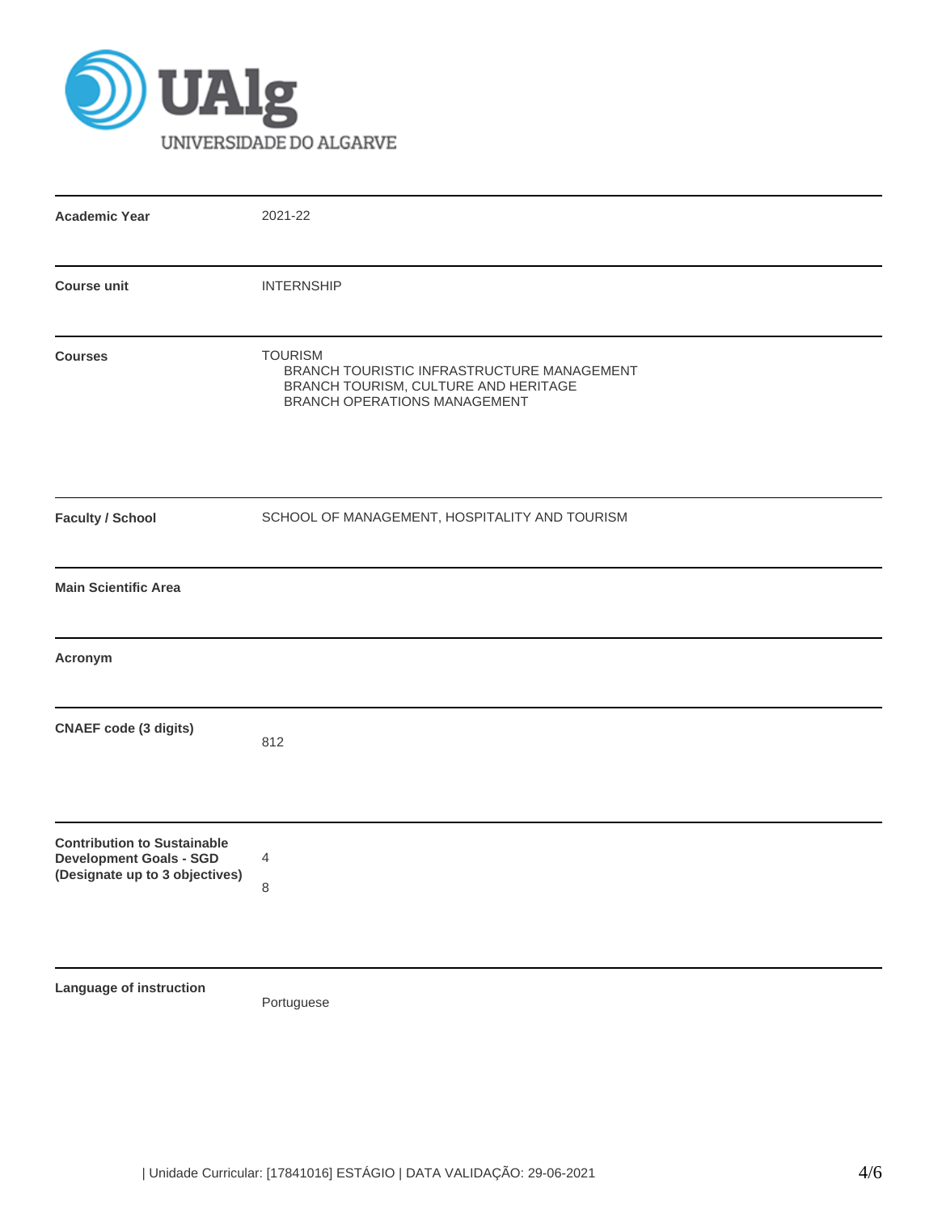UAlg UNIVERSIDADE DO ALGARVE

| | |
|---|---|
| **Academic Year** | 2021-22 |
| **Course unit** | INTERNSHIP |
| **Courses** | TOURISM<br>BRANCH TOURISTIC INFRASTRUCTURE MANAGEMENT<br>BRANCH TOURISM, CULTURE AND HERITAGE<br>BRANCH OPERATIONS MANAGEMENT |
| **Faculty / School** | SCHOOL OF MANAGEMENT, HOSPITALITY AND TOURISM |
| **Main Scientific Area** | |
| **Acronym** | |
| **CNAEF code (3 digits)** | 812 |
| **Contribution to Sustainable Development Goals - SGD (Designate up to 3 objectives)** | 4<br>8 |
| **Language of instruction** | Portuguese |

| Unidade Curricular: [17841016] ESTÁGIO | DATA VALIDAÇÃO: 29-06-2021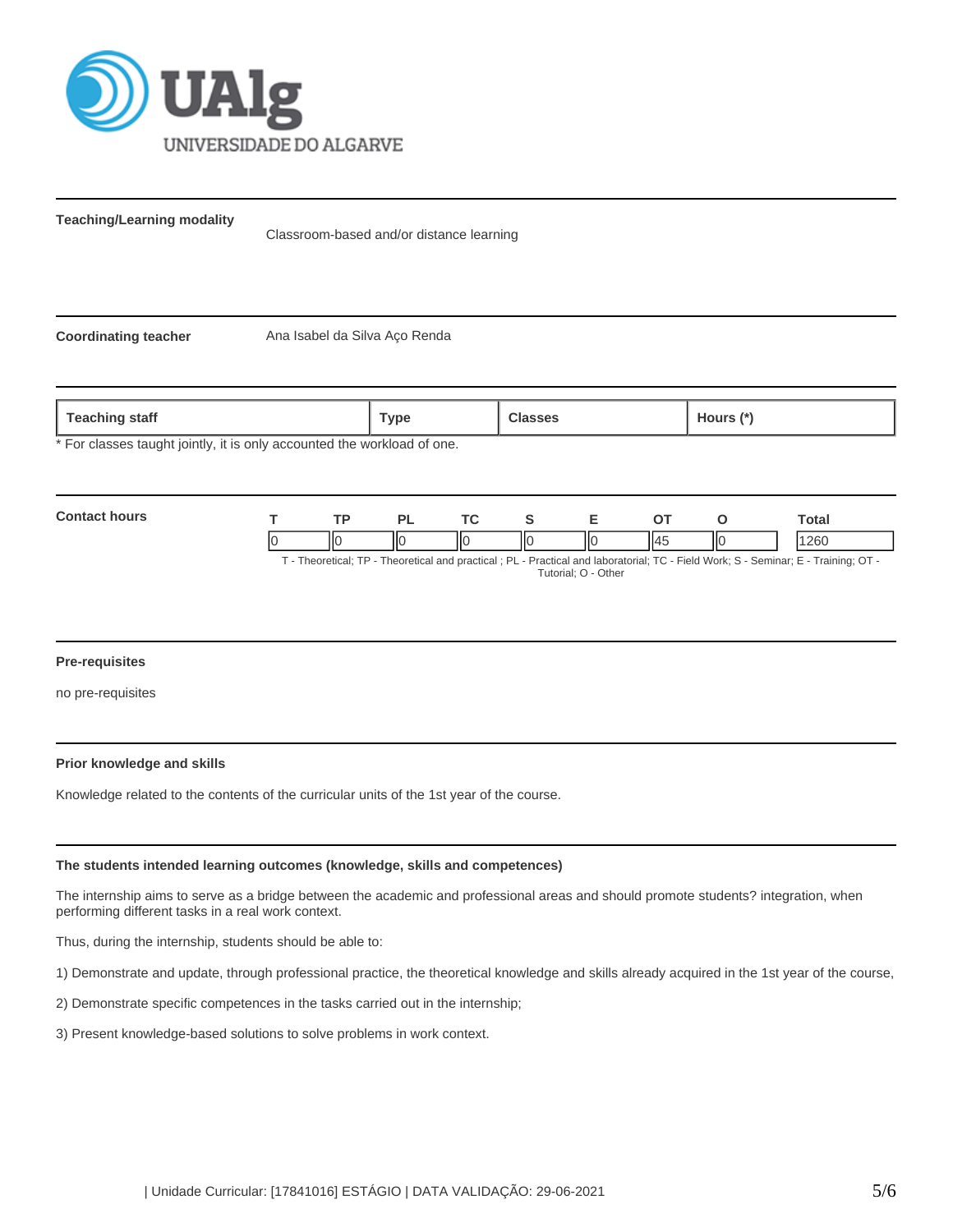**Teaching/Learning modality**

Classroom-based and/or distance learning

**Coordinating teacher**

Ana Isabel da Silva Aço Renda

| Teaching staff | Type | Classes | Hours (*) |
|---|---|---|---|

* For classes taught jointly, it is only accounted the workload of one.

**Contact hours**

| T | TP | PL | TC | S | E | OT | O | Total |
|---|---|---|---|---|---|---|---|---|
| 0 | 0 | 0 | 0 | 0 | 0 | 45 | 0 | 1260 |

T - Theoretical; TP - Theoretical and practical ; PL - Practical and laboratorial; TC - Field Work; S - Seminar; E - Training; OT - Tutorial; O - Other

**Pre-requisites**

no pre-requisites

**Prior knowledge and skills**

Knowledge related to the contents of the curricular units of the 1st year of the course.

**The students intended learning outcomes (knowledge, skills and competences)**

The internship aims to serve as a bridge between the academic and professional areas and should promote students? integration, when performing different tasks in a real work context.

Thus, during the internship, students should be able to:

1) Demonstrate and update, through professional practice, the theoretical knowledge and skills already acquired in the 1st year of the course,

2) Demonstrate specific competences in the tasks carried out in the internship;

3) Present knowledge-based solutions to solve problems in work context.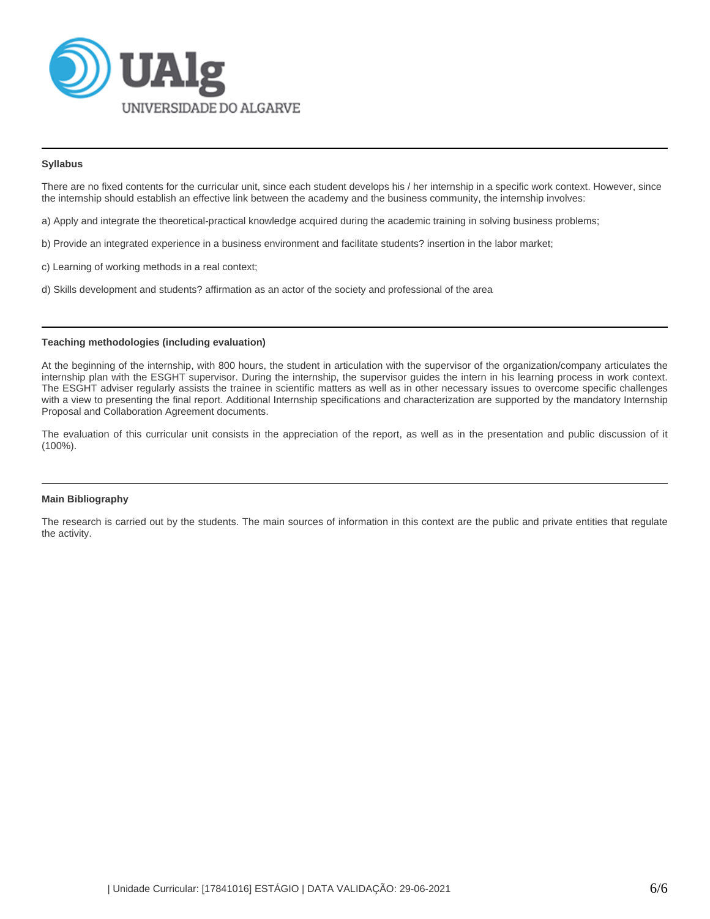## Syllabus

There are no fixed contents for the curricular unit, since each student develops his / her internship in a specific work context. However, since the internship should establish an effective link between the academy and the business community, the internship involves:

a) Apply and integrate the theoretical-practical knowledge acquired during the academic training in solving business problems;

b) Provide an integrated experience in a business environment and facilitate students? insertion in the labor market;

c) Learning of working methods in a real context;

d) Skills development and students? affirmation as an actor of the society and professional of the area

## Teaching methodologies (including evaluation)

At the beginning of the internship, with 800 hours, the student in articulation with the supervisor of the organization/company articulates the internship plan with the ESGHT supervisor. During the internship, the supervisor guides the intern in his learning process in work context. The ESGHT adviser regularly assists the trainee in scientific matters as well as in other necessary issues to overcome specific challenges with a view to presenting the final report. Additional Internship specifications and characterization are supported by the mandatory Internship Proposal and Collaboration Agreement documents.

The evaluation of this curricular unit consists in the appreciation of the report, as well as in the presentation and public discussion of it (100%).

## Main Bibliography

The research is carried out by the students. The main sources of information in this context are the public and private entities that regulate the activity.